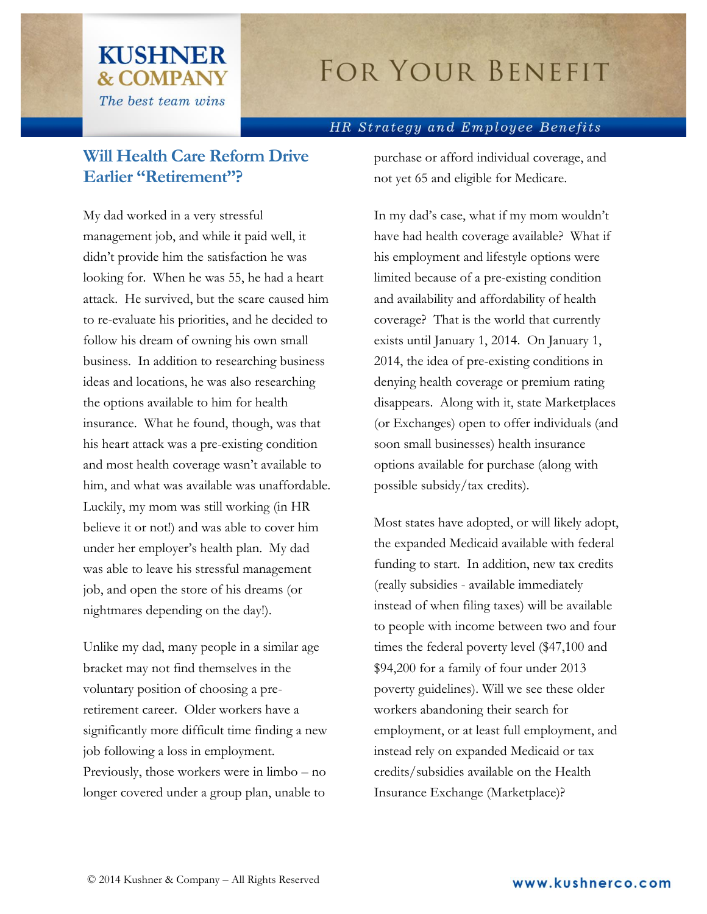# Will Health Care Reform Drive Earlier "Retirement"?

My dad worked in a very stressful management job, and while it paid well, it didn't provide him the satisfaction he was looking for. When he was 55, he had a heart attack. He survived, but the scare caused him to re-evaluate his priorities, and he decided to follow his dream of owning his own small business. In addition to researching business ideas and locations, he was also researching the options available to him for health insurance. What he found, though, was that his heart attack was a pre-existing condition and most health coverage wasn't available to him, and what was available was unaffordable. Luckily, my mom was still working (in HR believe it or not!) and was able to cover him under her employer's health plan. My dad was able to leave his stressful management job, and open the store of his dreams (or nightmares depending on the day!).

Unlike my dad, many people in a similar age bracket may not find themselves in the voluntary position of choosing a pre-retirement career. Older workers have a significantly more difficult time finding a new job following a loss in employment. Previously, those workers were in limbo – no longer covered under a group plan, unable to purchase or afford individual coverage, and not yet 65 and eligible for Medicare.

In my dad's case, what if my mom wouldn't have had health coverage available? What if his employment and lifestyle options were limited because of a pre-existing condition and availability and affordability of health coverage? That is the world that currently exists until January 1, 2014. On January 1, 2014, the idea of pre-existing conditions in denying health coverage or premium rating disappears. Along with it, state Marketplaces (or Exchanges) open to offer individuals (and soon small businesses) health insurance options available for purchase (along with possible subsidy/tax credits).

Most states have adopted, or will likely adopt, the expanded Medicaid available with federal funding to start. In addition, new tax credits (really subsidies - available immediately instead of when filing taxes) will be available to people with income between two and four times the federal poverty level ($47,100 and $94,200 for a family of four under 2013 poverty guidelines). Will we see these older workers abandoning their search for employment, or at least full employment, and instead rely on expanded Medicaid or tax credits/subsidies available on the Health Insurance Exchange (Marketplace)?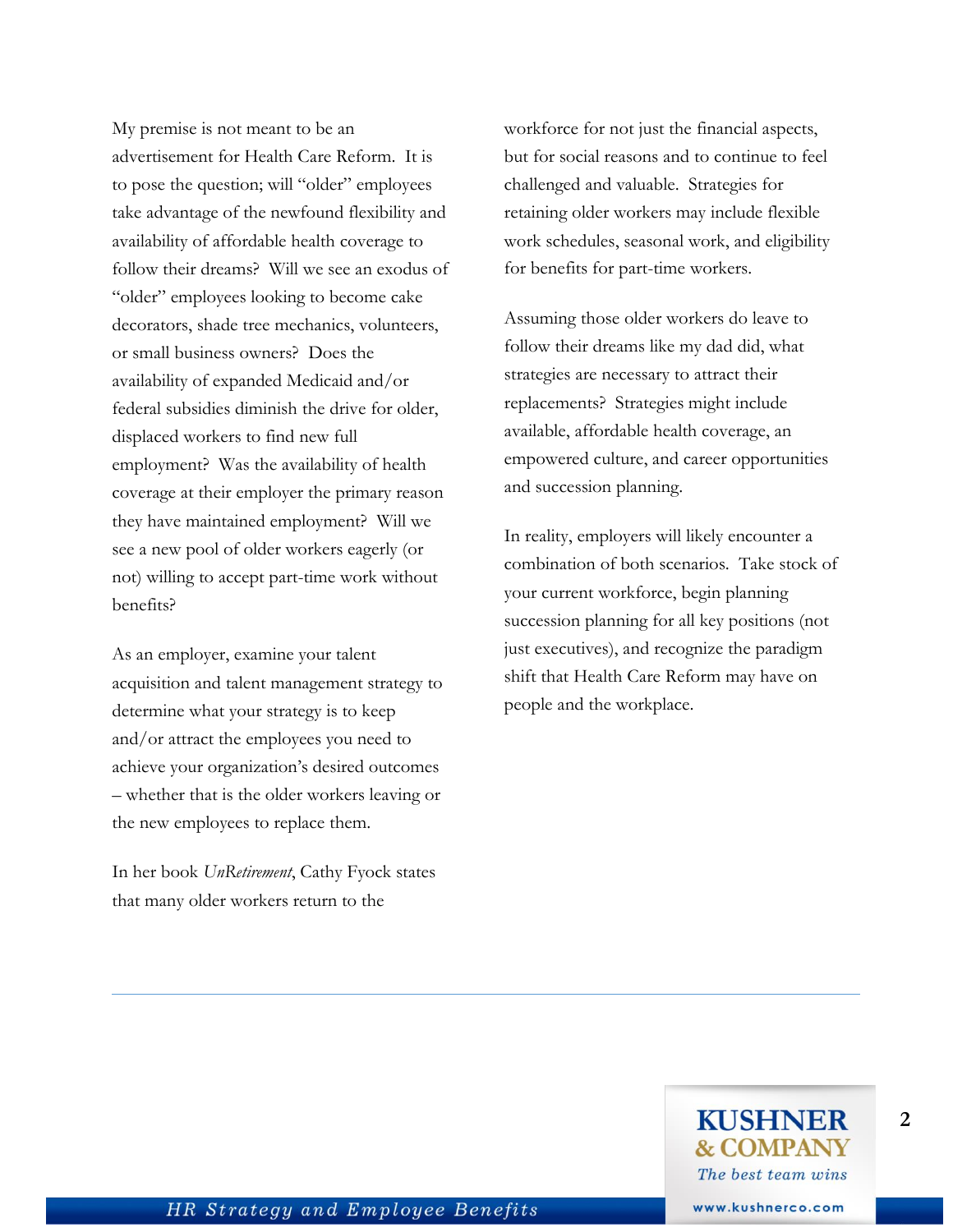My premise is not meant to be an advertisement for Health Care Reform. It is to pose the question; will "older" employees take advantage of the newfound flexibility and availability of affordable health coverage to follow their dreams? Will we see an exodus of "older" employees looking to become cake decorators, shade tree mechanics, volunteers, or small business owners? Does the availability of expanded Medicaid and/or federal subsidies diminish the drive for older, displaced workers to find new full employment? Was the availability of health coverage at their employer the primary reason they have maintained employment? Will we see a new pool of older workers eagerly (or not) willing to accept part-time work without benefits?

As an employer, examine your talent acquisition and talent management strategy to determine what your strategy is to keep and/or attract the employees you need to achieve your organization's desired outcomes – whether that is the older workers leaving or the new employees to replace them.

In her book *UnRetirement*, Cathy Fyock states that many older workers return to the workforce for not just the financial aspects, but for social reasons and to continue to feel challenged and valuable. Strategies for retaining older workers may include flexible work schedules, seasonal work, and eligibility for benefits for part-time workers.

Assuming those older workers do leave to follow their dreams like my dad did, what strategies are necessary to attract their replacements? Strategies might include available, affordable health coverage, an empowered culture, and career opportunities and succession planning.

In reality, employers will likely encounter a combination of both scenarios. Take stock of your current workforce, begin planning succession planning for all key positions (not just executives), and recognize the paradigm shift that Health Care Reform may have on people and the workplace.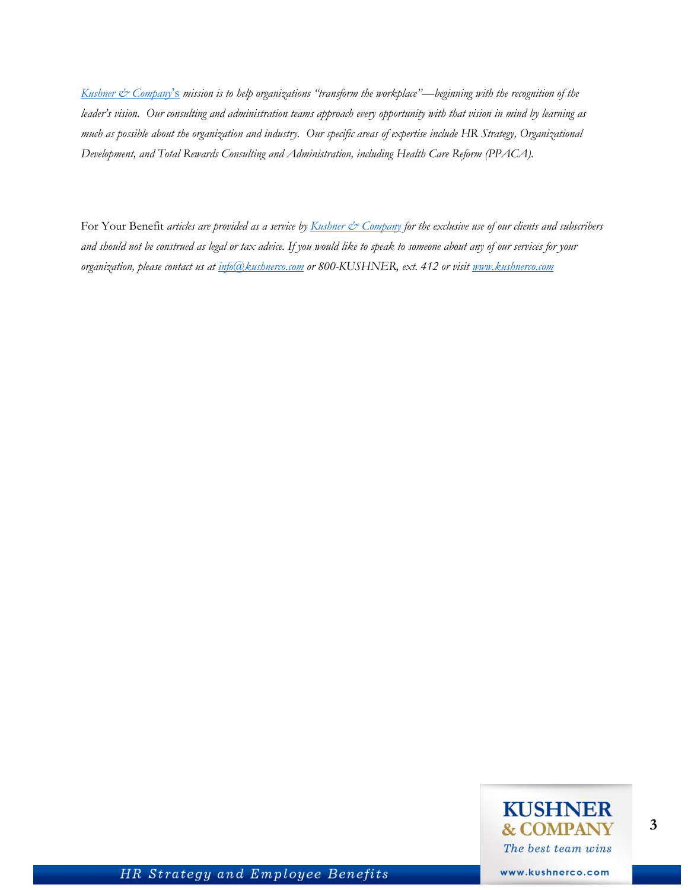*[Kushner & Company](http://www.kushnerco.com)'s mission is to help organizations "transform the workplace"—beginning with the recognition of the leader's vision. Our consulting and administration teams approach every opportunity with that vision in mind by learning as much as possible about the organization and industry. Our specific areas of expertise include HR Strategy, Organizational Development, and Total Rewards Consulting and Administration, including Health Care Reform (PPACA).*

For Your Benefit *articles are provided as a service by [Kushner & Company](http://www.kushnerco.com) for the exclusive use of our clients and subscribers and should not be construed as legal or tax advice. If you would like to speak to someone about any of our services for your organization, please contact us at [info@kushnerco.com](mailto:info@kushnerco.com) or 800-KUSHNER, ext. 412 or visit [www.kushnerco.com](http://www.kushnerco.com)*